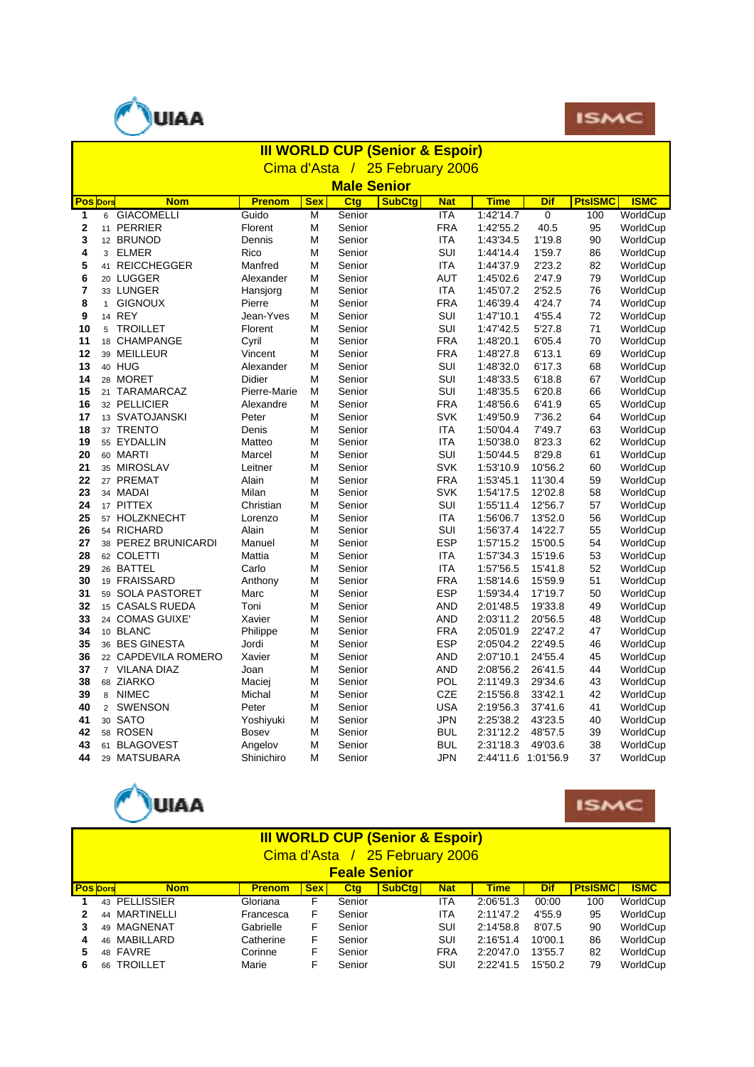UIAA

ISMC

# III WORLD CUP (Senior & Espoir)

Cima d'Asta / 25 February 2006

## Male Senior

| Pos | Dors | Nom | Prenom | Sex | Ctg | SubCtg | Nat | Time | Dif | PtsISMC | ISMC |
|---|---|---|---|---|---|---|---|---|---|---|---|
| 1 | 6 | GIACOMELLI | Guido | M | Senior | | ITA | 1:42'14.7 | 0 | 100 | WorldCup |
| 2 | 11 | PERRIER | Florent | M | Senior | | FRA | 1:42'55.2 | 40.5 | 95 | WorldCup |
| 3 | 12 | BRUNOD | Dennis | M | Senior | | ITA | 1:43'34.5 | 1'19.8 | 90 | WorldCup |
| 4 | 3 | ELMER | Rico | M | Senior | | SUI | 1:44'14.4 | 1'59.7 | 86 | WorldCup |
| 5 | 41 | REICCHEGGER | Manfred | M | Senior | | ITA | 1:44'37.9 | 2'23.2 | 82 | WorldCup |
| 6 | 20 | LUGGER | Alexander | M | Senior | | AUT | 1:45'02.6 | 2'47.9 | 79 | WorldCup |
| 7 | 33 | LUNGER | Hansjorg | M | Senior | | ITA | 1:45'07.2 | 2'52.5 | 76 | WorldCup |
| 8 | 1 | GIGNOUX | Pierre | M | Senior | | FRA | 1:46'39.4 | 4'24.7 | 74 | WorldCup |
| 9 | 14 | REY | Jean-Yves | M | Senior | | SUI | 1:47'10.1 | 4'55.4 | 72 | WorldCup |
| 10 | 5 | TROILLET | Florent | M | Senior | | SUI | 1:47'42.5 | 5'27.8 | 71 | WorldCup |
| 11 | 18 | CHAMPANGE | Cyril | M | Senior | | FRA | 1:48'20.1 | 6'05.4 | 70 | WorldCup |
| 12 | 39 | MEILLEUR | Vincent | M | Senior | | FRA | 1:48'27.8 | 6'13.1 | 69 | WorldCup |
| 13 | 40 | HUG | Alexander | M | Senior | | SUI | 1:48'32.0 | 6'17.3 | 68 | WorldCup |
| 14 | 28 | MORET | Didier | M | Senior | | SUI | 1:48'33.5 | 6'18.8 | 67 | WorldCup |
| 15 | 21 | TARAMARCAZ | Pierre-Marie | M | Senior | | SUI | 1:48'35.5 | 6'20.8 | 66 | WorldCup |
| 16 | 32 | PELLICIER | Alexandre | M | Senior | | FRA | 1:48'56.6 | 6'41.9 | 65 | WorldCup |
| 17 | 13 | SVATOJANSKI | Peter | M | Senior | | SVK | 1:49'50.9 | 7'36.2 | 64 | WorldCup |
| 18 | 37 | TRENTO | Denis | M | Senior | | ITA | 1:50'04.4 | 7'49.7 | 63 | WorldCup |
| 19 | 55 | EYDALLIN | Matteo | M | Senior | | ITA | 1:50'38.0 | 8'23.3 | 62 | WorldCup |
| 20 | 60 | MARTI | Marcel | M | Senior | | SUI | 1:50'44.5 | 8'29.8 | 61 | WorldCup |
| 21 | 35 | MIROSLAV | Leitner | M | Senior | | SVK | 1:53'10.9 | 10'56.2 | 60 | WorldCup |
| 22 | 27 | PREMAT | Alain | M | Senior | | FRA | 1:53'45.1 | 11'30.4 | 59 | WorldCup |
| 23 | 34 | MADAI | Milan | M | Senior | | SVK | 1:54'17.5 | 12'02.8 | 58 | WorldCup |
| 24 | 17 | PITTEX | Christian | M | Senior | | SUI | 1:55'11.4 | 12'56.7 | 57 | WorldCup |
| 25 | 57 | HOLZKNECHT | Lorenzo | M | Senior | | ITA | 1:56'06.7 | 13'52.0 | 56 | WorldCup |
| 26 | 54 | RICHARD | Alain | M | Senior | | SUI | 1:56'37.4 | 14'22.7 | 55 | WorldCup |
| 27 | 38 | PEREZ BRUNICARDI | Manuel | M | Senior | | ESP | 1:57'15.2 | 15'00.5 | 54 | WorldCup |
| 28 | 62 | COLETTI | Mattia | M | Senior | | ITA | 1:57'34.3 | 15'19.6 | 53 | WorldCup |
| 29 | 26 | BATTEL | Carlo | M | Senior | | ITA | 1:57'56.5 | 15'41.8 | 52 | WorldCup |
| 30 | 19 | FRAISSARD | Anthony | M | Senior | | FRA | 1:58'14.6 | 15'59.9 | 51 | WorldCup |
| 31 | 59 | SOLA PASTORET | Marc | M | Senior | | ESP | 1:59'34.4 | 17'19.7 | 50 | WorldCup |
| 32 | 15 | CASALS RUEDA | Toni | M | Senior | | AND | 2:01'48.5 | 19'33.8 | 49 | WorldCup |
| 33 | 24 | COMAS GUIXE' | Xavier | M | Senior | | AND | 2:03'11.2 | 20'56.5 | 48 | WorldCup |
| 34 | 10 | BLANC | Philippe | M | Senior | | FRA | 2:05'01.9 | 22'47.2 | 47 | WorldCup |
| 35 | 36 | BES GINESTA | Jordi | M | Senior | | ESP | 2:05'04.2 | 22'49.5 | 46 | WorldCup |
| 36 | 22 | CAPDEVILA ROMERO | Xavier | M | Senior | | AND | 2:07'10.1 | 24'55.4 | 45 | WorldCup |
| 37 | 7 | VILANA DIAZ | Joan | M | Senior | | AND | 2:08'56.2 | 26'41.5 | 44 | WorldCup |
| 38 | 68 | ZIARKO | Maciej | M | Senior | | POL | 2:11'49.3 | 29'34.6 | 43 | WorldCup |
| 39 | 8 | NIMEC | Michal | M | Senior | | CZE | 2:15'56.8 | 33'42.1 | 42 | WorldCup |
| 40 | 2 | SWENSON | Peter | M | Senior | | USA | 2:19'56.3 | 37'41.6 | 41 | WorldCup |
| 41 | 30 | SATO | Yoshiyuki | M | Senior | | JPN | 2:25'38.2 | 43'23.5 | 40 | WorldCup |
| 42 | 58 | ROSEN | Bosev | M | Senior | | BUL | 2:31'12.2 | 48'57.5 | 39 | WorldCup |
| 43 | 61 | BLAGOVEST | Angelov | M | Senior | | BUL | 2:31'18.3 | 49'03.6 | 38 | WorldCup |
| 44 | 29 | MATSUBARA | Shinichiro | M | Senior | | JPN | 2:44'11.6 | 1:01'56.9 | 37 | WorldCup |

UIAA

ISMC

# III WORLD CUP (Senior & Espoir)

Cima d'Asta / 25 February 2006

## Feale Senior

| Pos | Dors | Nom | Prenom | Sex | Ctg | SubCtg | Nat | Time | Dif | PtsISMC | ISMC |
|---|---|---|---|---|---|---|---|---|---|---|---|
| 1 | 43 | PELLISSIER | Gloriana | F | Senior | | ITA | 2:06'51.3 | 00:00 | 100 | WorldCup |
| 2 | 44 | MARTINELLI | Francesca | F | Senior | | ITA | 2:11'47.2 | 4'55.9 | 95 | WorldCup |
| 3 | 49 | MAGNENAT | Gabrielle | F | Senior | | SUI | 2:14'58.8 | 8'07.5 | 90 | WorldCup |
| 4 | 46 | MABILLARD | Catherine | F | Senior | | SUI | 2:16'51.4 | 10'00.1 | 86 | WorldCup |
| 5 | 48 | FAVRE | Corinne | F | Senior | | FRA | 2:20'47.0 | 13'55.7 | 82 | WorldCup |
| 6 | 66 | TROILLET | Marie | F | Senior | | SUI | 2:22'41.5 | 15'50.2 | 79 | WorldCup |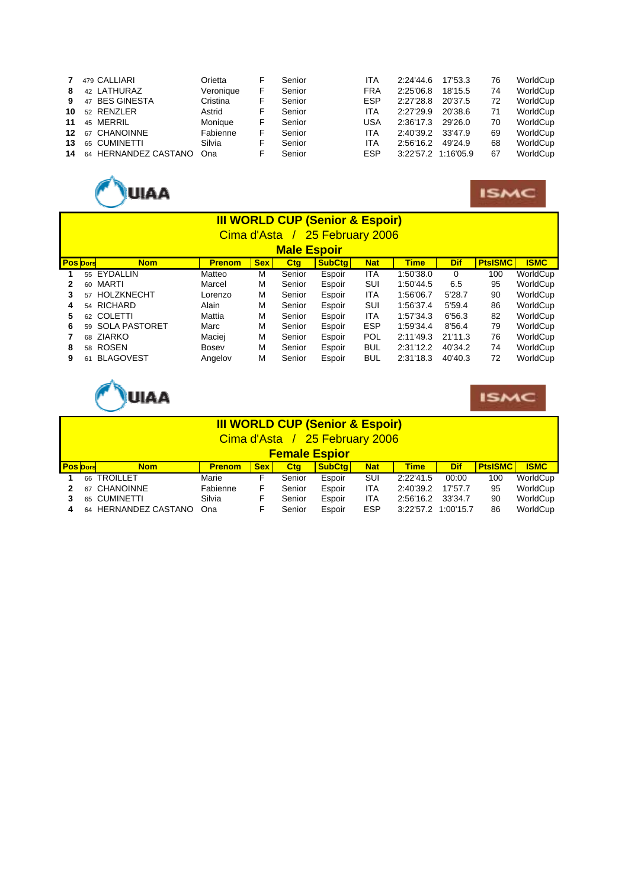| | | | | | | | | | | | |
|---|---|---|---|---|---|---|---|---|---|---|---|
| 7 | 479 | CALLIARI | Orietta | F | Senior | | ITA | 2:24'44.6 | 17'53.3 | 76 | WorldCup |
| 8 | 42 | LATHURAZ | Veronique | F | Senior | | FRA | 2:25'06.8 | 18'15.5 | 74 | WorldCup |
| 9 | 47 | BES GINESTA | Cristina | F | Senior | | ESP | 2:27'28.8 | 20'37.5 | 72 | WorldCup |
| 10 | 52 | RENZLER | Astrid | F | Senior | | ITA | 2:27'29.9 | 20'38.6 | 71 | WorldCup |
| 11 | 45 | MERRIL | Monique | F | Senior | | USA | 2:36'17.3 | 29'26.0 | 70 | WorldCup |
| 12 | 67 | CHANOINNE | Fabienne | F | Senior | | ITA | 2:40'39.2 | 33'47.9 | 69 | WorldCup |
| 13 | 65 | CUMINETTI | Silvia | F | Senior | | ITA | 2:56'16.2 | 49'24.9 | 68 | WorldCup |
| 14 | 64 | HERNANDEZ CASTANO | Ona | F | Senior | | ESP | 3:22'57.2 | 1:16'05.9 | 67 | WorldCup |

UIAA ISMC

## III WORLD CUP (Senior & Espoir)

Cima d'Asta / 25 February 2006

### Male Espoir

| Pos | Dors | Nom | Prenom | Sex | Ctg | SubCtg | Nat | Time | Dif | PtsISMC | ISMC |
|---|---|---|---|---|---|---|---|---|---|---|---|
| 1 | 55 | EYDALLIN | Matteo | M | Senior | Espoir | ITA | 1:50'38.0 | 0 | 100 | WorldCup |
| 2 | 60 | MARTI | Marcel | M | Senior | Espoir | SUI | 1:50'44.5 | 6.5 | 95 | WorldCup |
| 3 | 57 | HOLZKNECHT | Lorenzo | M | Senior | Espoir | ITA | 1:56'06.7 | 5'28.7 | 90 | WorldCup |
| 4 | 54 | RICHARD | Alain | M | Senior | Espoir | SUI | 1:56'37.4 | 5'59.4 | 86 | WorldCup |
| 5 | 62 | COLETTI | Mattia | M | Senior | Espoir | ITA | 1:57'34.3 | 6'56.3 | 82 | WorldCup |
| 6 | 59 | SOLA PASTORET | Marc | M | Senior | Espoir | ESP | 1:59'34.4 | 8'56.4 | 79 | WorldCup |
| 7 | 68 | ZIARKO | Maciej | M | Senior | Espoir | POL | 2:11'49.3 | 21'11.3 | 76 | WorldCup |
| 8 | 58 | ROSEN | Bosev | M | Senior | Espoir | BUL | 2:31'12.2 | 40'34.2 | 74 | WorldCup |
| 9 | 61 | BLAGOVEST | Angelov | M | Senior | Espoir | BUL | 2:31'18.3 | 40'40.3 | 72 | WorldCup |

UIAA ISMC

## III WORLD CUP (Senior & Espoir)

Cima d'Asta / 25 February 2006

### Female Espoir

| Pos | Dors | Nom | Prenom | Sex | Ctg | SubCtg | Nat | Time | Dif | PtsISMC | ISMC |
|---|---|---|---|---|---|---|---|---|---|---|---|
| 1 | 66 | TROILLET | Marie | F | Senior | Espoir | SUI | 2:22'41.5 | 00:00 | 100 | WorldCup |
| 2 | 67 | CHANOINNE | Fabienne | F | Senior | Espoir | ITA | 2:40'39.2 | 17'57.7 | 95 | WorldCup |
| 3 | 65 | CUMINETTI | Silvia | F | Senior | Espoir | ITA | 2:56'16.2 | 33'34.7 | 90 | WorldCup |
| 4 | 64 | HERNANDEZ CASTANO | Ona | F | Senior | Espoir | ESP | 3:22'57.2 | 1:00'15.7 | 86 | WorldCup |